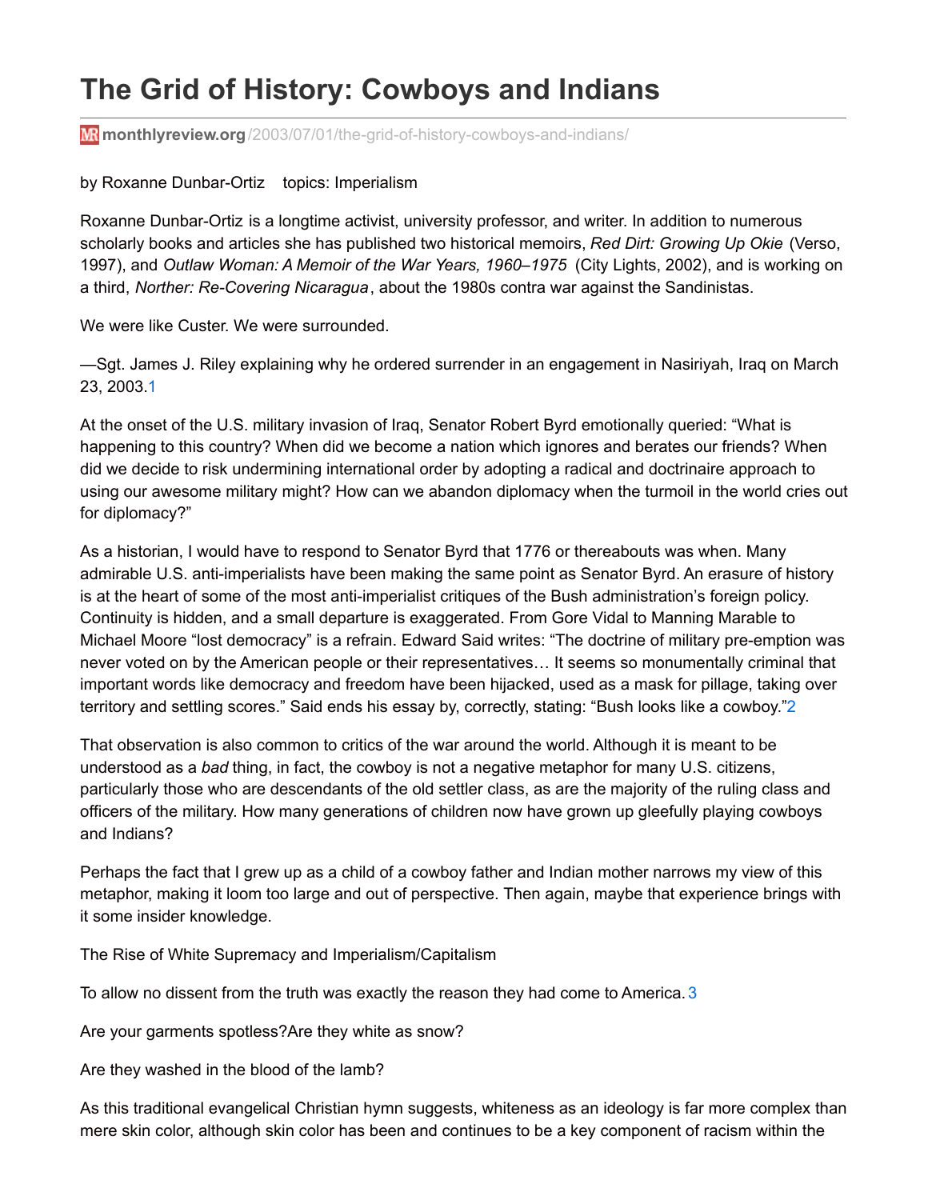# The Grid of History: Cowboys and Indians

monthlyreview.org/2003/07/01/the-grid-of-history-cowboys-and-indians/

by Roxanne Dunbar-Ortiz   topics: Imperialism

Roxanne Dunbar-Ortiz is a longtime activist, university professor, and writer. In addition to numerous scholarly books and articles she has published two historical memoirs, *Red Dirt: Growing Up Okie* (Verso, 1997), and *Outlaw Woman: A Memoir of the War Years, 1960–1975* (City Lights, 2002), and is working on a third, *Norther: Re-Covering Nicaragua*, about the 1980s contra war against the Sandinistas.

We were like Custer. We were surrounded.

—Sgt. James J. Riley explaining why he ordered surrender in an engagement in Nasiriyah, Iraq on March 23, 2003.[1]

At the onset of the U.S. military invasion of Iraq, Senator Robert Byrd emotionally queried: "What is happening to this country? When did we become a nation which ignores and berates our friends? When did we decide to risk undermining international order by adopting a radical and doctrinaire approach to using our awesome military might? How can we abandon diplomacy when the turmoil in the world cries out for diplomacy?"

As a historian, I would have to respond to Senator Byrd that 1776 or thereabouts was when. Many admirable U.S. anti-imperialists have been making the same point as Senator Byrd. An erasure of history is at the heart of some of the most anti-imperialist critiques of the Bush administration's foreign policy. Continuity is hidden, and a small departure is exaggerated. From Gore Vidal to Manning Marable to Michael Moore "lost democracy" is a refrain. Edward Said writes: "The doctrine of military pre-emption was never voted on by the American people or their representatives… It seems so monumentally criminal that important words like democracy and freedom have been hijacked, used as a mask for pillage, taking over territory and settling scores." Said ends his essay by, correctly, stating: "Bush looks like a cowboy."[2]

That observation is also common to critics of the war around the world. Although it is meant to be understood as a *bad* thing, in fact, the cowboy is not a negative metaphor for many U.S. citizens, particularly those who are descendants of the old settler class, as are the majority of the ruling class and officers of the military. How many generations of children now have grown up gleefully playing cowboys and Indians?

Perhaps the fact that I grew up as a child of a cowboy father and Indian mother narrows my view of this metaphor, making it loom too large and out of perspective. Then again, maybe that experience brings with it some insider knowledge.

## The Rise of White Supremacy and Imperialism/Capitalism

To allow no dissent from the truth was exactly the reason they had come to America.[3]

Are your garments spotless?Are they white as snow?

Are they washed in the blood of the lamb?

As this traditional evangelical Christian hymn suggests, whiteness as an ideology is far more complex than mere skin color, although skin color has been and continues to be a key component of racism within the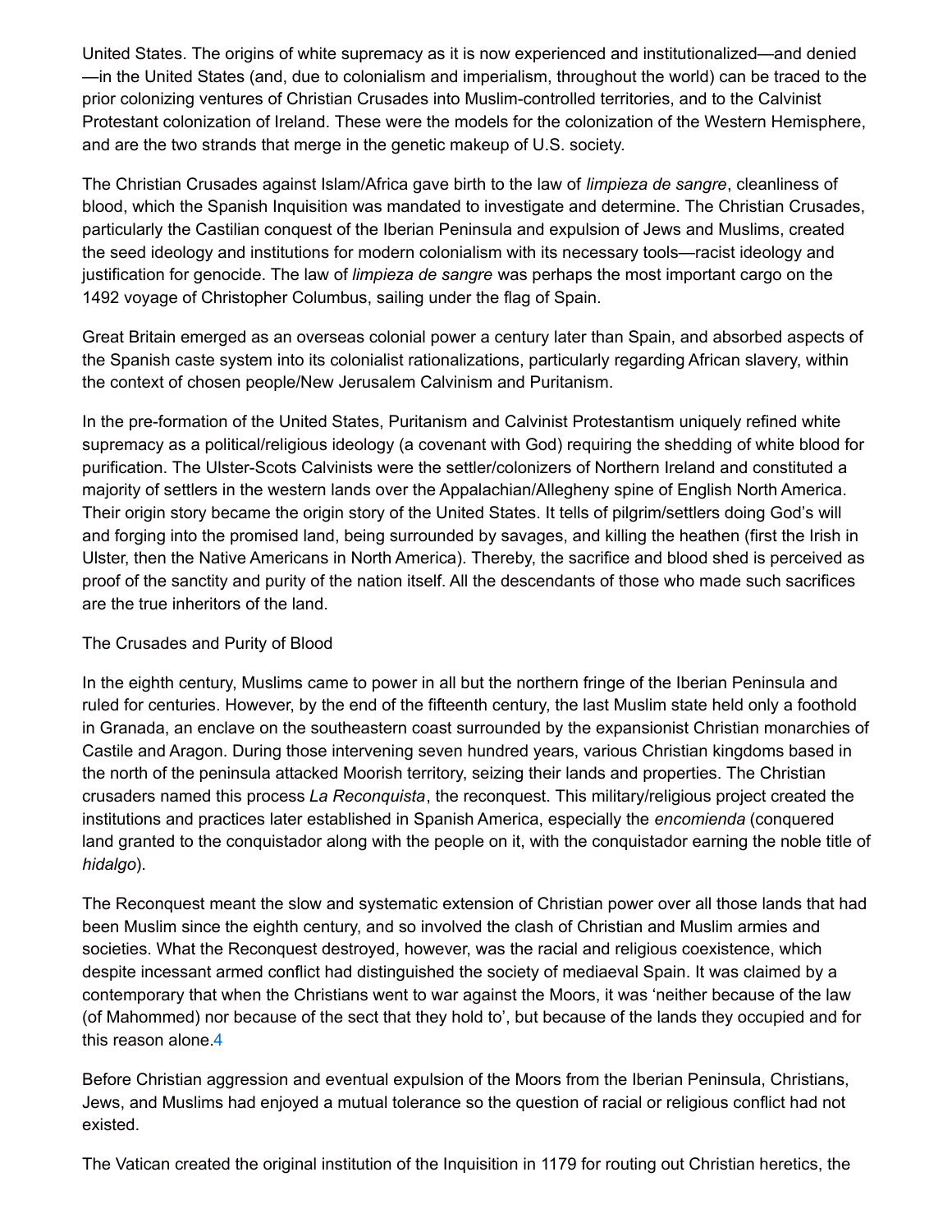United States. The origins of white supremacy as it is now experienced and institutionalized—and denied—in the United States (and, due to colonialism and imperialism, throughout the world) can be traced to the prior colonizing ventures of Christian Crusades into Muslim-controlled territories, and to the Calvinist Protestant colonization of Ireland. These were the models for the colonization of the Western Hemisphere, and are the two strands that merge in the genetic makeup of U.S. society.

The Christian Crusades against Islam/Africa gave birth to the law of *limpieza de sangre*, cleanliness of blood, which the Spanish Inquisition was mandated to investigate and determine. The Christian Crusades, particularly the Castilian conquest of the Iberian Peninsula and expulsion of Jews and Muslims, created the seed ideology and institutions for modern colonialism with its necessary tools—racist ideology and justification for genocide. The law of *limpieza de sangre* was perhaps the most important cargo on the 1492 voyage of Christopher Columbus, sailing under the flag of Spain.

Great Britain emerged as an overseas colonial power a century later than Spain, and absorbed aspects of the Spanish caste system into its colonialist rationalizations, particularly regarding African slavery, within the context of chosen people/New Jerusalem Calvinism and Puritanism.

In the pre-formation of the United States, Puritanism and Calvinist Protestantism uniquely refined white supremacy as a political/religious ideology (a covenant with God) requiring the shedding of white blood for purification. The Ulster-Scots Calvinists were the settler/colonizers of Northern Ireland and constituted a majority of settlers in the western lands over the Appalachian/Allegheny spine of English North America. Their origin story became the origin story of the United States. It tells of pilgrim/settlers doing God's will and forging into the promised land, being surrounded by savages, and killing the heathen (first the Irish in Ulster, then the Native Americans in North America). Thereby, the sacrifice and blood shed is perceived as proof of the sanctity and purity of the nation itself. All the descendants of those who made such sacrifices are the true inheritors of the land.

## The Crusades and Purity of Blood

In the eighth century, Muslims came to power in all but the northern fringe of the Iberian Peninsula and ruled for centuries. However, by the end of the fifteenth century, the last Muslim state held only a foothold in Granada, an enclave on the southeastern coast surrounded by the expansionist Christian monarchies of Castile and Aragon. During those intervening seven hundred years, various Christian kingdoms based in the north of the peninsula attacked Moorish territory, seizing their lands and properties. The Christian crusaders named this process *La Reconquista*, the reconquest. This military/religious project created the institutions and practices later established in Spanish America, especially the *encomienda* (conquered land granted to the conquistador along with the people on it, with the conquistador earning the noble title of *hidalgo*).

The Reconquest meant the slow and systematic extension of Christian power over all those lands that had been Muslim since the eighth century, and so involved the clash of Christian and Muslim armies and societies. What the Reconquest destroyed, however, was the racial and religious coexistence, which despite incessant armed conflict had distinguished the society of mediaeval Spain. It was claimed by a contemporary that when the Christians went to war against the Moors, it was 'neither because of the law (of Mahommed) nor because of the sect that they hold to', but because of the lands they occupied and for this reason alone.[4]

Before Christian aggression and eventual expulsion of the Moors from the Iberian Peninsula, Christians, Jews, and Muslims had enjoyed a mutual tolerance so the question of racial or religious conflict had not existed.

The Vatican created the original institution of the Inquisition in 1179 for routing out Christian heretics, the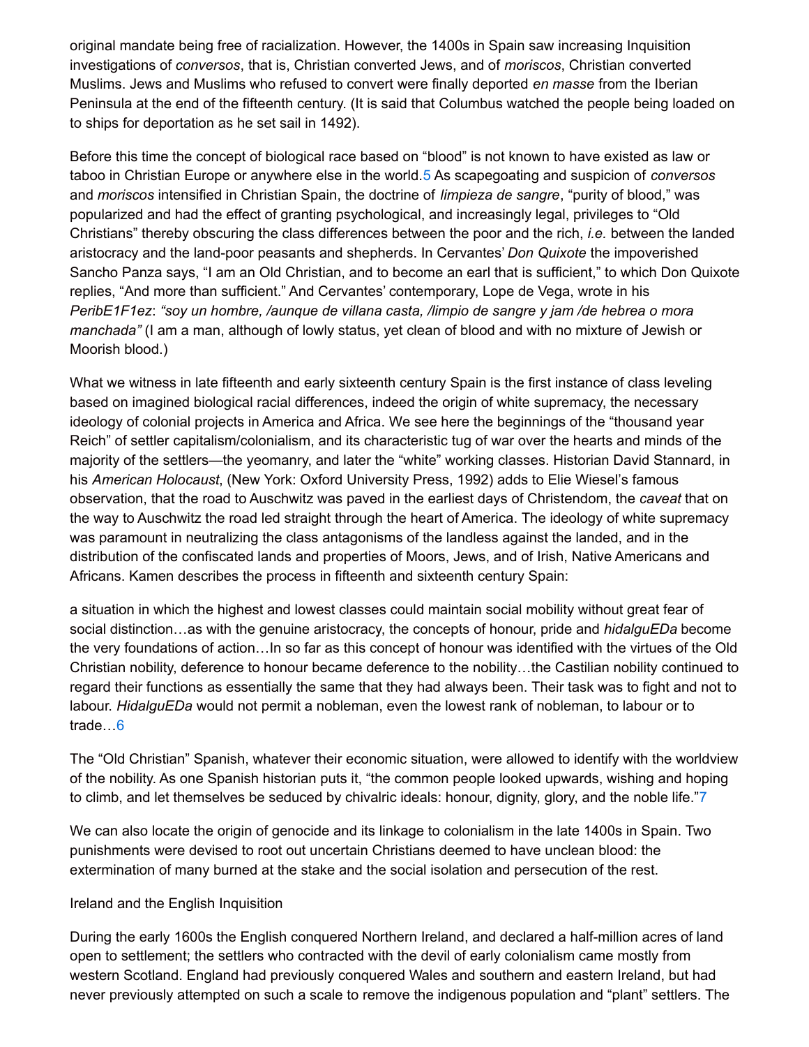original mandate being free of racialization. However, the 1400s in Spain saw increasing Inquisition investigations of *conversos*, that is, Christian converted Jews, and of *moriscos*, Christian converted Muslims. Jews and Muslims who refused to convert were finally deported *en masse* from the Iberian Peninsula at the end of the fifteenth century. (It is said that Columbus watched the people being loaded on to ships for deportation as he set sail in 1492).

Before this time the concept of biological race based on "blood" is not known to have existed as law or taboo in Christian Europe or anywhere else in the world.5 As scapegoating and suspicion of *conversos* and *moriscos* intensified in Christian Spain, the doctrine of *limpieza de sangre*, "purity of blood," was popularized and had the effect of granting psychological, and increasingly legal, privileges to "Old Christians" thereby obscuring the class differences between the poor and the rich, *i.e.* between the landed aristocracy and the land-poor peasants and shepherds. In Cervantes' *Don Quixote* the impoverished Sancho Panza says, "I am an Old Christian, and to become an earl that is sufficient," to which Don Quixote replies, "And more than sufficient." And Cervantes' contemporary, Lope de Vega, wrote in his *PeribE1F1ez*: *"soy un hombre, /aunque de villana casta, /limpio de sangre y jam /de hebrea o mora manchada"* (I am a man, although of lowly status, yet clean of blood and with no mixture of Jewish or Moorish blood.)

What we witness in late fifteenth and early sixteenth century Spain is the first instance of class leveling based on imagined biological racial differences, indeed the origin of white supremacy, the necessary ideology of colonial projects in America and Africa. We see here the beginnings of the "thousand year Reich" of settler capitalism/colonialism, and its characteristic tug of war over the hearts and minds of the majority of the settlers—the yeomanry, and later the "white" working classes. Historian David Stannard, in his *American Holocaust*, (New York: Oxford University Press, 1992) adds to Elie Wiesel's famous observation, that the road to Auschwitz was paved in the earliest days of Christendom, the *caveat* that on the way to Auschwitz the road led straight through the heart of America. The ideology of white supremacy was paramount in neutralizing the class antagonisms of the landless against the landed, and in the distribution of the confiscated lands and properties of Moors, Jews, and of Irish, Native Americans and Africans. Kamen describes the process in fifteenth and sixteenth century Spain:

a situation in which the highest and lowest classes could maintain social mobility without great fear of social distinction…as with the genuine aristocracy, the concepts of honour, pride and *hidalguEDa* become the very foundations of action…In so far as this concept of honour was identified with the virtues of the Old Christian nobility, deference to honour became deference to the nobility…the Castilian nobility continued to regard their functions as essentially the same that they had always been. Their task was to fight and not to labour. *HidalguEDa* would not permit a nobleman, even the lowest rank of nobleman, to labour or to trade…6

The "Old Christian" Spanish, whatever their economic situation, were allowed to identify with the worldview of the nobility. As one Spanish historian puts it, "the common people looked upwards, wishing and hoping to climb, and let themselves be seduced by chivalric ideals: honour, dignity, glory, and the noble life."7

We can also locate the origin of genocide and its linkage to colonialism in the late 1400s in Spain. Two punishments were devised to root out uncertain Christians deemed to have unclean blood: the extermination of many burned at the stake and the social isolation and persecution of the rest.

## Ireland and the English Inquisition

During the early 1600s the English conquered Northern Ireland, and declared a half-million acres of land open to settlement; the settlers who contracted with the devil of early colonialism came mostly from western Scotland. England had previously conquered Wales and southern and eastern Ireland, but had never previously attempted on such a scale to remove the indigenous population and "plant" settlers. The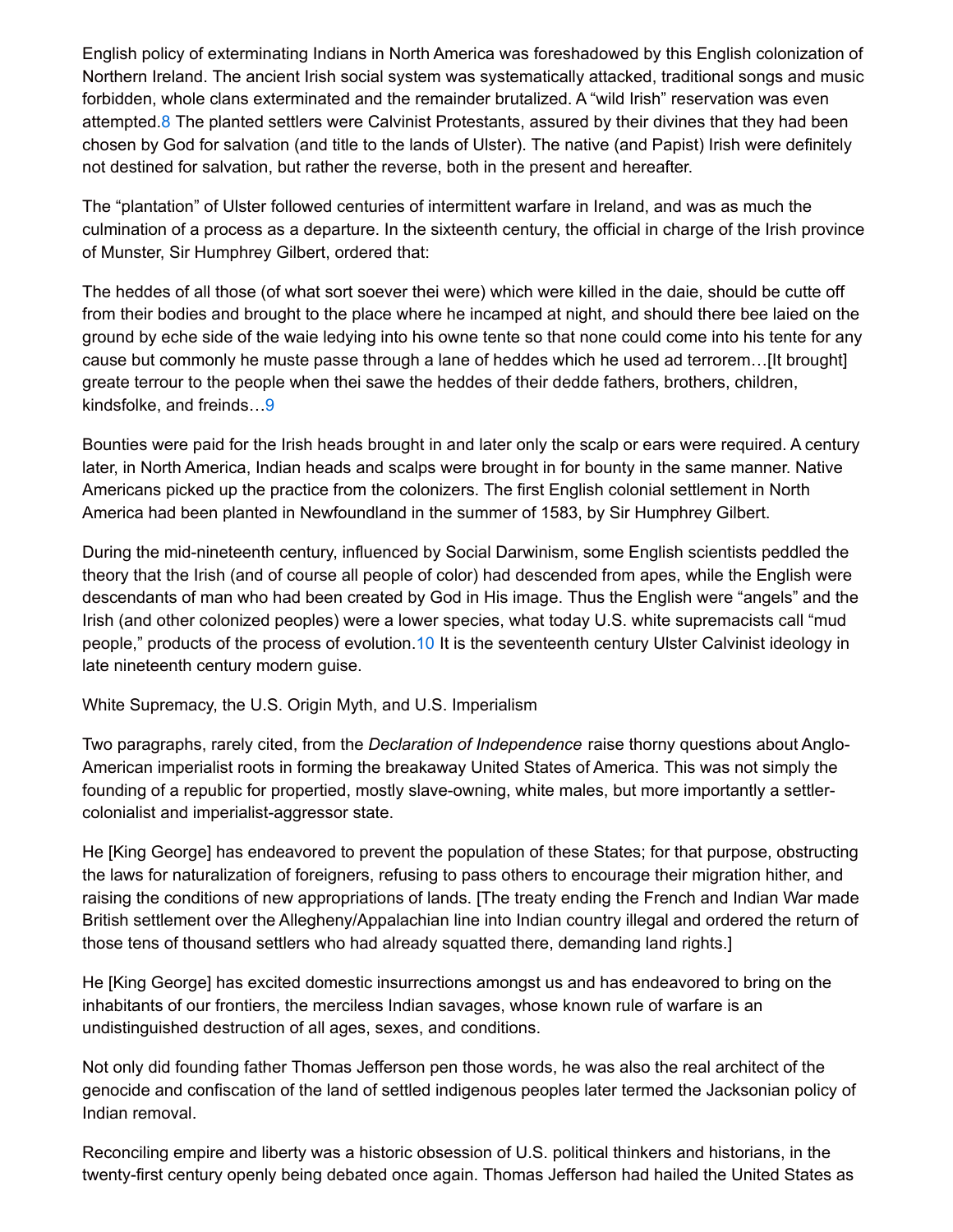English policy of exterminating Indians in North America was foreshadowed by this English colonization of Northern Ireland. The ancient Irish social system was systematically attacked, traditional songs and music forbidden, whole clans exterminated and the remainder brutalized. A "wild Irish" reservation was even attempted.[8] The planted settlers were Calvinist Protestants, assured by their divines that they had been chosen by God for salvation (and title to the lands of Ulster). The native (and Papist) Irish were definitely not destined for salvation, but rather the reverse, both in the present and hereafter.

The "plantation" of Ulster followed centuries of intermittent warfare in Ireland, and was as much the culmination of a process as a departure. In the sixteenth century, the official in charge of the Irish province of Munster, Sir Humphrey Gilbert, ordered that:

The heddes of all those (of what sort soever thei were) which were killed in the daie, should be cutte off from their bodies and brought to the place where he incamped at night, and should there bee laied on the ground by eche side of the waie ledying into his owne tente so that none could come into his tente for any cause but commonly he muste passe through a lane of heddes which he used ad terrorem…[It brought] greate terrour to the people when thei sawe the heddes of their dedde fathers, brothers, children, kindsfolke, and freinds…[9]

Bounties were paid for the Irish heads brought in and later only the scalp or ears were required. A century later, in North America, Indian heads and scalps were brought in for bounty in the same manner. Native Americans picked up the practice from the colonizers. The first English colonial settlement in North America had been planted in Newfoundland in the summer of 1583, by Sir Humphrey Gilbert.

During the mid-nineteenth century, influenced by Social Darwinism, some English scientists peddled the theory that the Irish (and of course all people of color) had descended from apes, while the English were descendants of man who had been created by God in His image. Thus the English were "angels" and the Irish (and other colonized peoples) were a lower species, what today U.S. white supremacists call "mud people," products of the process of evolution.[10] It is the seventeenth century Ulster Calvinist ideology in late nineteenth century modern guise.

## White Supremacy, the U.S. Origin Myth, and U.S. Imperialism

Two paragraphs, rarely cited, from the *Declaration of Independence* raise thorny questions about Anglo-American imperialist roots in forming the breakaway United States of America. This was not simply the founding of a republic for propertied, mostly slave-owning, white males, but more importantly a settler-colonialist and imperialist-aggressor state.

He [King George] has endeavored to prevent the population of these States; for that purpose, obstructing the laws for naturalization of foreigners, refusing to pass others to encourage their migration hither, and raising the conditions of new appropriations of lands. [The treaty ending the French and Indian War made British settlement over the Allegheny/Appalachian line into Indian country illegal and ordered the return of those tens of thousand settlers who had already squatted there, demanding land rights.]

He [King George] has excited domestic insurrections amongst us and has endeavored to bring on the inhabitants of our frontiers, the merciless Indian savages, whose known rule of warfare is an undistinguished destruction of all ages, sexes, and conditions.

Not only did founding father Thomas Jefferson pen those words, he was also the real architect of the genocide and confiscation of the land of settled indigenous peoples later termed the Jacksonian policy of Indian removal.

Reconciling empire and liberty was a historic obsession of U.S. political thinkers and historians, in the twenty-first century openly being debated once again. Thomas Jefferson had hailed the United States as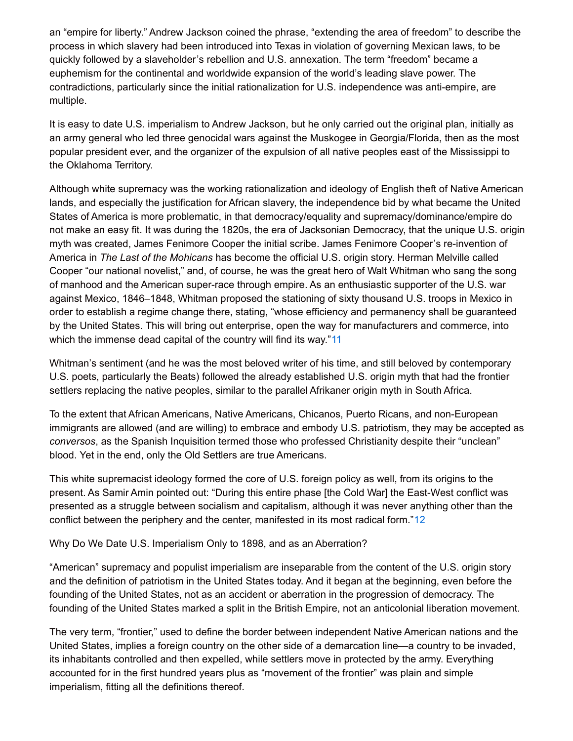an "empire for liberty." Andrew Jackson coined the phrase, "extending the area of freedom" to describe the process in which slavery had been introduced into Texas in violation of governing Mexican laws, to be quickly followed by a slaveholder's rebellion and U.S. annexation. The term "freedom" became a euphemism for the continental and worldwide expansion of the world's leading slave power. The contradictions, particularly since the initial rationalization for U.S. independence was anti-empire, are multiple.

It is easy to date U.S. imperialism to Andrew Jackson, but he only carried out the original plan, initially as an army general who led three genocidal wars against the Muskogee in Georgia/Florida, then as the most popular president ever, and the organizer of the expulsion of all native peoples east of the Mississippi to the Oklahoma Territory.

Although white supremacy was the working rationalization and ideology of English theft of Native American lands, and especially the justification for African slavery, the independence bid by what became the United States of America is more problematic, in that democracy/equality and supremacy/dominance/empire do not make an easy fit. It was during the 1820s, the era of Jacksonian Democracy, that the unique U.S. origin myth was created, James Fenimore Cooper the initial scribe. James Fenimore Cooper's re-invention of America in *The Last of the Mohicans* has become the official U.S. origin story. Herman Melville called Cooper "our national novelist," and, of course, he was the great hero of Walt Whitman who sang the song of manhood and the American super-race through empire. As an enthusiastic supporter of the U.S. war against Mexico, 1846–1848, Whitman proposed the stationing of sixty thousand U.S. troops in Mexico in order to establish a regime change there, stating, "whose efficiency and permanency shall be guaranteed by the United States. This will bring out enterprise, open the way for manufacturers and commerce, into which the immense dead capital of the country will find its way."[11]

Whitman's sentiment (and he was the most beloved writer of his time, and still beloved by contemporary U.S. poets, particularly the Beats) followed the already established U.S. origin myth that had the frontier settlers replacing the native peoples, similar to the parallel Afrikaner origin myth in South Africa.

To the extent that African Americans, Native Americans, Chicanos, Puerto Ricans, and non-European immigrants are allowed (and are willing) to embrace and embody U.S. patriotism, they may be accepted as *conversos*, as the Spanish Inquisition termed those who professed Christianity despite their "unclean" blood. Yet in the end, only the Old Settlers are true Americans.

This white supremacist ideology formed the core of U.S. foreign policy as well, from its origins to the present. As Samir Amin pointed out: "During this entire phase [the Cold War] the East-West conflict was presented as a struggle between socialism and capitalism, although it was never anything other than the conflict between the periphery and the center, manifested in its most radical form."[12]

## Why Do We Date U.S. Imperialism Only to 1898, and as an Aberration?

"American" supremacy and populist imperialism are inseparable from the content of the U.S. origin story and the definition of patriotism in the United States today. And it began at the beginning, even before the founding of the United States, not as an accident or aberration in the progression of democracy. The founding of the United States marked a split in the British Empire, not an anticolonial liberation movement.

The very term, "frontier," used to define the border between independent Native American nations and the United States, implies a foreign country on the other side of a demarcation line—a country to be invaded, its inhabitants controlled and then expelled, while settlers move in protected by the army. Everything accounted for in the first hundred years plus as "movement of the frontier" was plain and simple imperialism, fitting all the definitions thereof.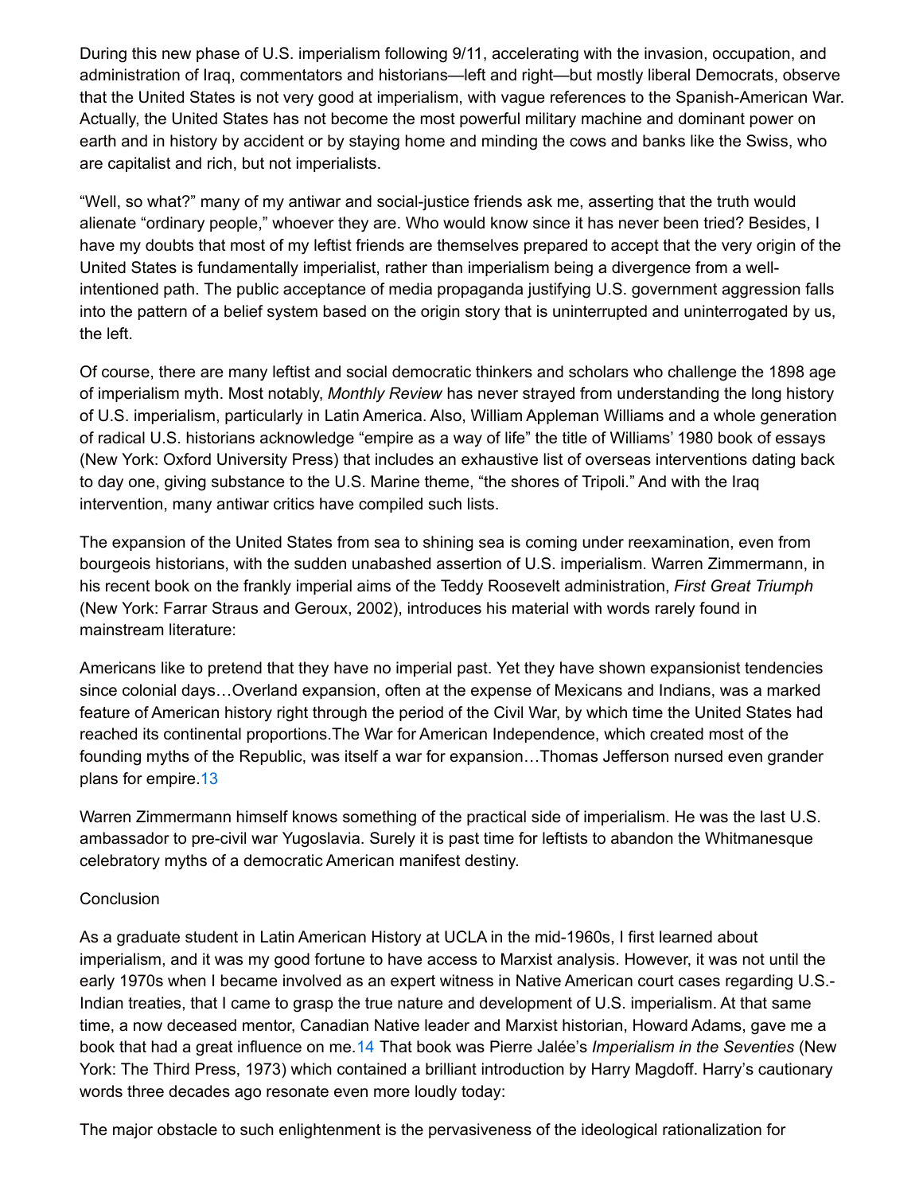During this new phase of U.S. imperialism following 9/11, accelerating with the invasion, occupation, and administration of Iraq, commentators and historians—left and right—but mostly liberal Democrats, observe that the United States is not very good at imperialism, with vague references to the Spanish-American War. Actually, the United States has not become the most powerful military machine and dominant power on earth and in history by accident or by staying home and minding the cows and banks like the Swiss, who are capitalist and rich, but not imperialists.

"Well, so what?" many of my antiwar and social-justice friends ask me, asserting that the truth would alienate "ordinary people," whoever they are. Who would know since it has never been tried? Besides, I have my doubts that most of my leftist friends are themselves prepared to accept that the very origin of the United States is fundamentally imperialist, rather than imperialism being a divergence from a well-intentioned path. The public acceptance of media propaganda justifying U.S. government aggression falls into the pattern of a belief system based on the origin story that is uninterrupted and uninterrogated by us, the left.

Of course, there are many leftist and social democratic thinkers and scholars who challenge the 1898 age of imperialism myth. Most notably, *Monthly Review* has never strayed from understanding the long history of U.S. imperialism, particularly in Latin America. Also, William Appleman Williams and a whole generation of radical U.S. historians acknowledge "empire as a way of life" the title of Williams' 1980 book of essays (New York: Oxford University Press) that includes an exhaustive list of overseas interventions dating back to day one, giving substance to the U.S. Marine theme, "the shores of Tripoli." And with the Iraq intervention, many antiwar critics have compiled such lists.

The expansion of the United States from sea to shining sea is coming under reexamination, even from bourgeois historians, with the sudden unabashed assertion of U.S. imperialism. Warren Zimmermann, in his recent book on the frankly imperial aims of the Teddy Roosevelt administration, *First Great Triumph* (New York: Farrar Straus and Geroux, 2002), introduces his material with words rarely found in mainstream literature:

Americans like to pretend that they have no imperial past. Yet they have shown expansionist tendencies since colonial days…Overland expansion, often at the expense of Mexicans and Indians, was a marked feature of American history right through the period of the Civil War, by which time the United States had reached its continental proportions.The War for American Independence, which created most of the founding myths of the Republic, was itself a war for expansion…Thomas Jefferson nursed even grander plans for empire.[13]

Warren Zimmermann himself knows something of the practical side of imperialism. He was the last U.S. ambassador to pre-civil war Yugoslavia. Surely it is past time for leftists to abandon the Whitmanesque celebratory myths of a democratic American manifest destiny.

## Conclusion

As a graduate student in Latin American History at UCLA in the mid-1960s, I first learned about imperialism, and it was my good fortune to have access to Marxist analysis. However, it was not until the early 1970s when I became involved as an expert witness in Native American court cases regarding U.S.-Indian treaties, that I came to grasp the true nature and development of U.S. imperialism. At that same time, a now deceased mentor, Canadian Native leader and Marxist historian, Howard Adams, gave me a book that had a great influence on me.[14] That book was Pierre Jalée's *Imperialism in the Seventies* (New York: The Third Press, 1973) which contained a brilliant introduction by Harry Magdoff. Harry's cautionary words three decades ago resonate even more loudly today:

The major obstacle to such enlightenment is the pervasiveness of the ideological rationalization for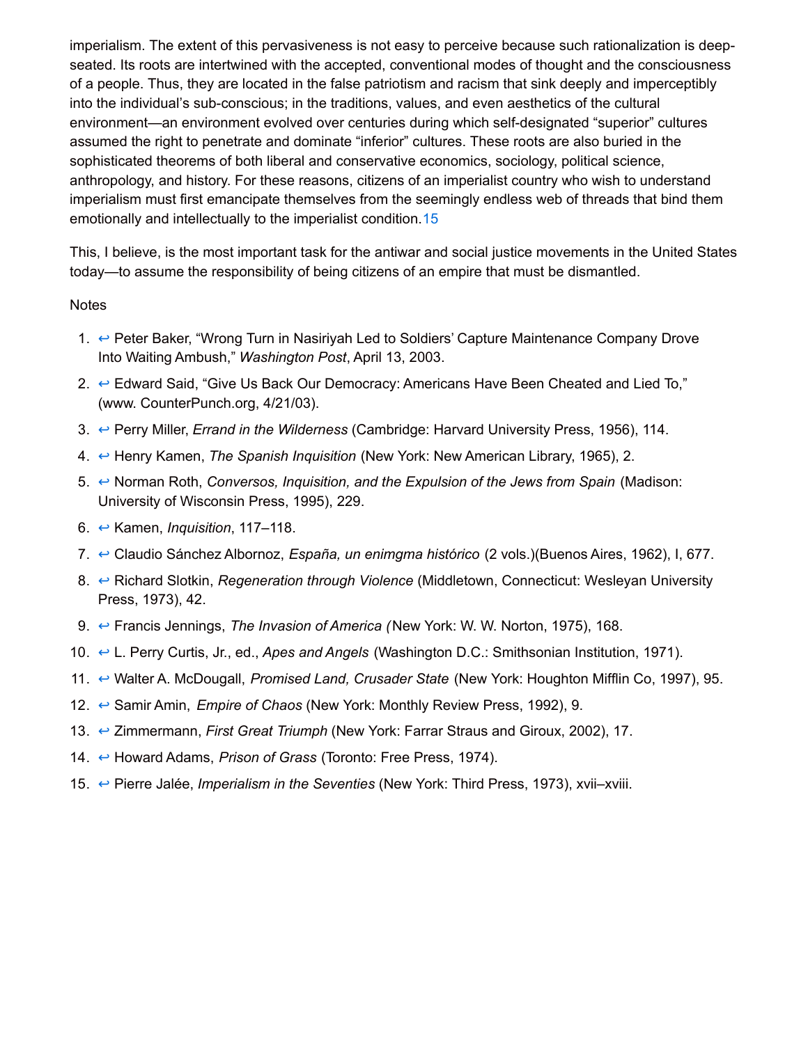imperialism. The extent of this pervasiveness is not easy to perceive because such rationalization is deep-seated. Its roots are intertwined with the accepted, conventional modes of thought and the consciousness of a people. Thus, they are located in the false patriotism and racism that sink deeply and imperceptibly into the individual's sub-conscious; in the traditions, values, and even aesthetics of the cultural environment—an environment evolved over centuries during which self-designated "superior" cultures assumed the right to penetrate and dominate "inferior" cultures. These roots are also buried in the sophisticated theorems of both liberal and conservative economics, sociology, political science, anthropology, and history. For these reasons, citizens of an imperialist country who wish to understand imperialism must first emancipate themselves from the seemingly endless web of threads that bind them emotionally and intellectually to the imperialist condition.[15]

This, I believe, is the most important task for the antiwar and social justice movements in the United States today—to assume the responsibility of being citizens of an empire that must be dismantled.

Notes

1. ↩ Peter Baker, "Wrong Turn in Nasiriyah Led to Soldiers' Capture Maintenance Company Drove Into Waiting Ambush," *Washington Post*, April 13, 2003.
2. ↩ Edward Said, "Give Us Back Our Democracy: Americans Have Been Cheated and Lied To," (www. CounterPunch.org, 4/21/03).
3. ↩ Perry Miller, *Errand in the Wilderness* (Cambridge: Harvard University Press, 1956), 114.
4. ↩ Henry Kamen, *The Spanish Inquisition* (New York: New American Library, 1965), 2.
5. ↩ Norman Roth, *Conversos, Inquisition, and the Expulsion of the Jews from Spain* (Madison: University of Wisconsin Press, 1995), 229.
6. ↩ Kamen, *Inquisition*, 117–118.
7. ↩ Claudio Sánchez Albornoz, *España, un enimgma histórico* (2 vols.)(Buenos Aires, 1962), I, 677.
8. ↩ Richard Slotkin, *Regeneration through Violence* (Middletown, Connecticut: Wesleyan University Press, 1973), 42.
9. ↩ Francis Jennings, *The Invasion of America (*New York: W. W. Norton, 1975), 168.
10. ↩ L. Perry Curtis, Jr., ed., *Apes and Angels* (Washington D.C.: Smithsonian Institution, 1971).
11. ↩ Walter A. McDougall, *Promised Land, Crusader State* (New York: Houghton Mifflin Co, 1997), 95.
12. ↩ Samir Amin, *Empire of Chaos* (New York: Monthly Review Press, 1992), 9.
13. ↩ Zimmermann, *First Great Triumph* (New York: Farrar Straus and Giroux, 2002), 17.
14. ↩ Howard Adams, *Prison of Grass* (Toronto: Free Press, 1974).
15. ↩ Pierre Jalée, *Imperialism in the Seventies* (New York: Third Press, 1973), xvii–xviii.